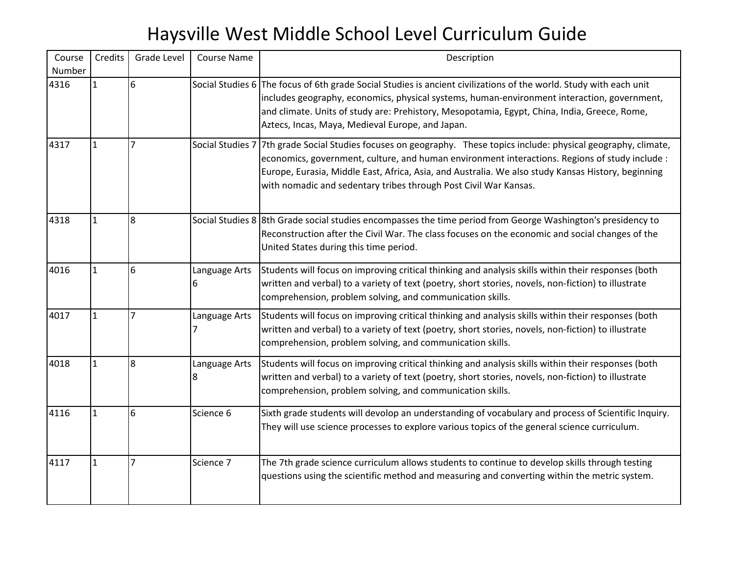# Haysville West Middle School Level Curriculum Guide

| Course Number | Credits | Grade Level | Course Name | Description |
|---|---|---|---|---|
| 4316 | 1 | 6 | Social Studies 6 | The focus of 6th grade Social Studies is ancient civilizations of the world. Study with each unit includes geography, economics, physical systems, human-environment interaction, government, and climate. Units of study are: Prehistory, Mesopotamia, Egypt, China, India, Greece, Rome, Aztecs, Incas, Maya, Medieval Europe, and Japan. |
| 4317 | 1 | 7 | Social Studies 7 | 7th grade Social Studies focuses on geography. These topics include: physical geography, climate, economics, government, culture, and human environment interactions. Regions of study include : Europe, Eurasia, Middle East, Africa, Asia, and Australia. We also study Kansas History, beginning with nomadic and sedentary tribes through Post Civil War Kansas. |
| 4318 | 1 | 8 | Social Studies 8 | 8th Grade social studies encompasses the time period from George Washington's presidency to Reconstruction after the Civil War. The class focuses on the economic and social changes of the United States during this time period. |
| 4016 | 1 | 6 | Language Arts 6 | Students will focus on improving critical thinking and analysis skills within their responses (both written and verbal) to a variety of text (poetry, short stories, novels, non-fiction) to illustrate comprehension, problem solving, and communication skills. |
| 4017 | 1 | 7 | Language Arts 7 | Students will focus on improving critical thinking and analysis skills within their responses (both written and verbal) to a variety of text (poetry, short stories, novels, non-fiction) to illustrate comprehension, problem solving, and communication skills. |
| 4018 | 1 | 8 | Language Arts 8 | Students will focus on improving critical thinking and analysis skills within their responses (both written and verbal) to a variety of text (poetry, short stories, novels, non-fiction) to illustrate comprehension, problem solving, and communication skills. |
| 4116 | 1 | 6 | Science 6 | Sixth grade students will devolop an understanding of vocabulary and process of Scientific Inquiry. They will use science processes to explore various topics of the general science curriculum. |
| 4117 | 1 | 7 | Science 7 | The 7th grade science curriculum allows students to continue to develop skills through testing questions using the scientific method and measuring and converting within the metric system. |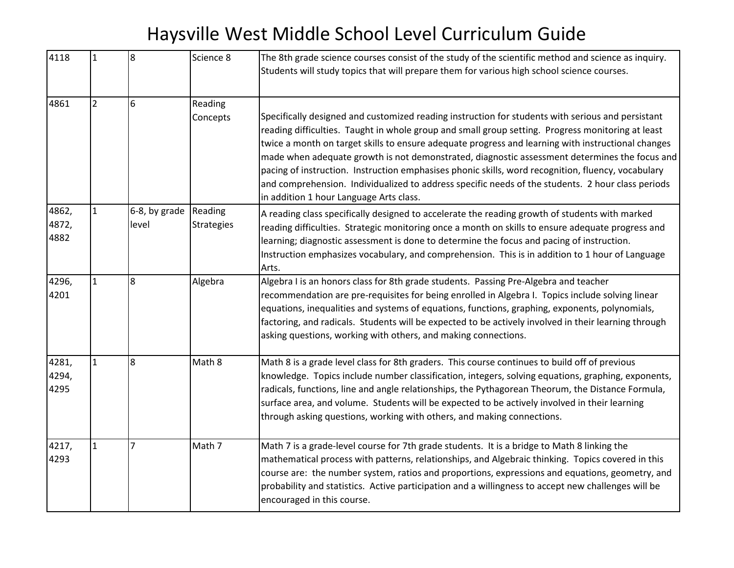# Haysville West Middle School Level Curriculum Guide

| | | | | |
|---|---|---|---|---|
| 4118 | 1 | 8 | Science 8 | The 8th grade science courses consist of the study of the scientific method and science as inquiry. Students will study topics that will prepare them for various high school science courses. |
| 4861 | 2 | 6 | Reading Concepts | Specifically designed and customized reading instruction for students with serious and persistant reading difficulties. Taught in whole group and small group setting. Progress monitoring at least twice a month on target skills to ensure adequate progress and learning with instructional changes made when adequate growth is not demonstrated, diagnostic assessment determines the focus and pacing of instruction. Instruction emphasises phonic skills, word recognition, fluency, vocabulary and comprehension. Individualized to address specific needs of the students. 2 hour class periods in addition 1 hour Language Arts class. |
| 4862, 4872, 4882 | 1 | 6-8, by grade level | Reading Strategies | A reading class specifically designed to accelerate the reading growth of students with marked reading difficulties. Strategic monitoring once a month on skills to ensure adequate progress and learning; diagnostic assessment is done to determine the focus and pacing of instruction. Instruction emphasizes vocabulary, and comprehension. This is in addition to 1 hour of Language Arts. |
| 4296, 4201 | 1 | 8 | Algebra | Algebra I is an honors class for 8th grade students. Passing Pre-Algebra and teacher recommendation are pre-requisites for being enrolled in Algebra I. Topics include solving linear equations, inequalities and systems of equations, functions, graphing, exponents, polynomials, factoring, and radicals. Students will be expected to be actively involved in their learning through asking questions, working with others, and making connections. |
| 4281, 4294, 4295 | 1 | 8 | Math 8 | Math 8 is a grade level class for 8th graders. This course continues to build off of previous knowledge. Topics include number classification, integers, solving equations, graphing, exponents, radicals, functions, line and angle relationships, the Pythagorean Theorum, the Distance Formula, surface area, and volume. Students will be expected to be actively involved in their learning through asking questions, working with others, and making connections. |
| 4217, 4293 | 1 | 7 | Math 7 | Math 7 is a grade-level course for 7th grade students. It is a bridge to Math 8 linking the mathematical process with patterns, relationships, and Algebraic thinking. Topics covered in this course are: the number system, ratios and proportions, expressions and equations, geometry, and probability and statistics. Active participation and a willingness to accept new challenges will be encouraged in this course. |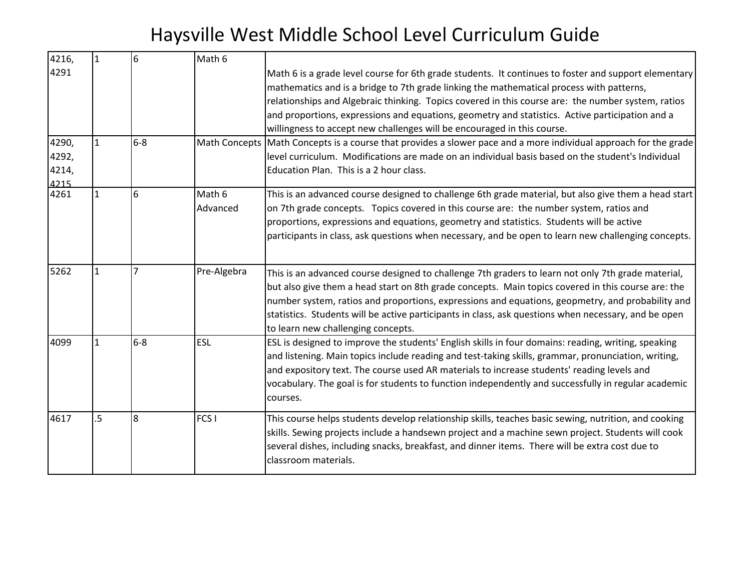# Haysville West Middle School Level Curriculum Guide

| | | | | |
|---|---|---|---|---|
| 4216, 4291 | 1 | 6 | Math 6 | Math 6 is a grade level course for 6th grade students. It continues to foster and support elementary mathematics and is a bridge to 7th grade linking the mathematical process with patterns, relationships and Algebraic thinking. Topics covered in this course are: the number system, ratios and proportions, expressions and equations, geometry and statistics. Active participation and a willingness to accept new challenges will be encouraged in this course. |
| 4290, 4292, 4214, 4215 | 1 | 6-8 | Math Concepts | Math Concepts is a course that provides a slower pace and a more individual approach for the grade level curriculum. Modifications are made on an individual basis based on the student's Individual Education Plan. This is a 2 hour class. |
| 4261 | 1 | 6 | Math 6 Advanced | This is an advanced course designed to challenge 6th grade material, but also give them a head start on 7th grade concepts. Topics covered in this course are: the number system, ratios and proportions, expressions and equations, geometry and statistics. Students will be active participants in class, ask questions when necessary, and be open to learn new challenging concepts. |
| 5262 | 1 | 7 | Pre-Algebra | This is an advanced course designed to challenge 7th graders to learn not only 7th grade material, but also give them a head start on 8th grade concepts. Main topics covered in this course are: the number system, ratios and proportions, expressions and equations, geopmetry, and probability and statistics. Students will be active participants in class, ask questions when necessary, and be open to learn new challenging concepts. |
| 4099 | 1 | 6-8 | ESL | ESL is designed to improve the students' English skills in four domains: reading, writing, speaking and listening. Main topics include reading and test-taking skills, grammar, pronunciation, writing, and expository text. The course used AR materials to increase students' reading levels and vocabulary. The goal is for students to function independently and successfully in regular academic courses. |
| 4617 | .5 | 8 | FCS I | This course helps students develop relationship skills, teaches basic sewing, nutrition, and cooking skills. Sewing projects include a handsewn project and a machine sewn project. Students will cook several dishes, including snacks, breakfast, and dinner items. There will be extra cost due to classroom materials. |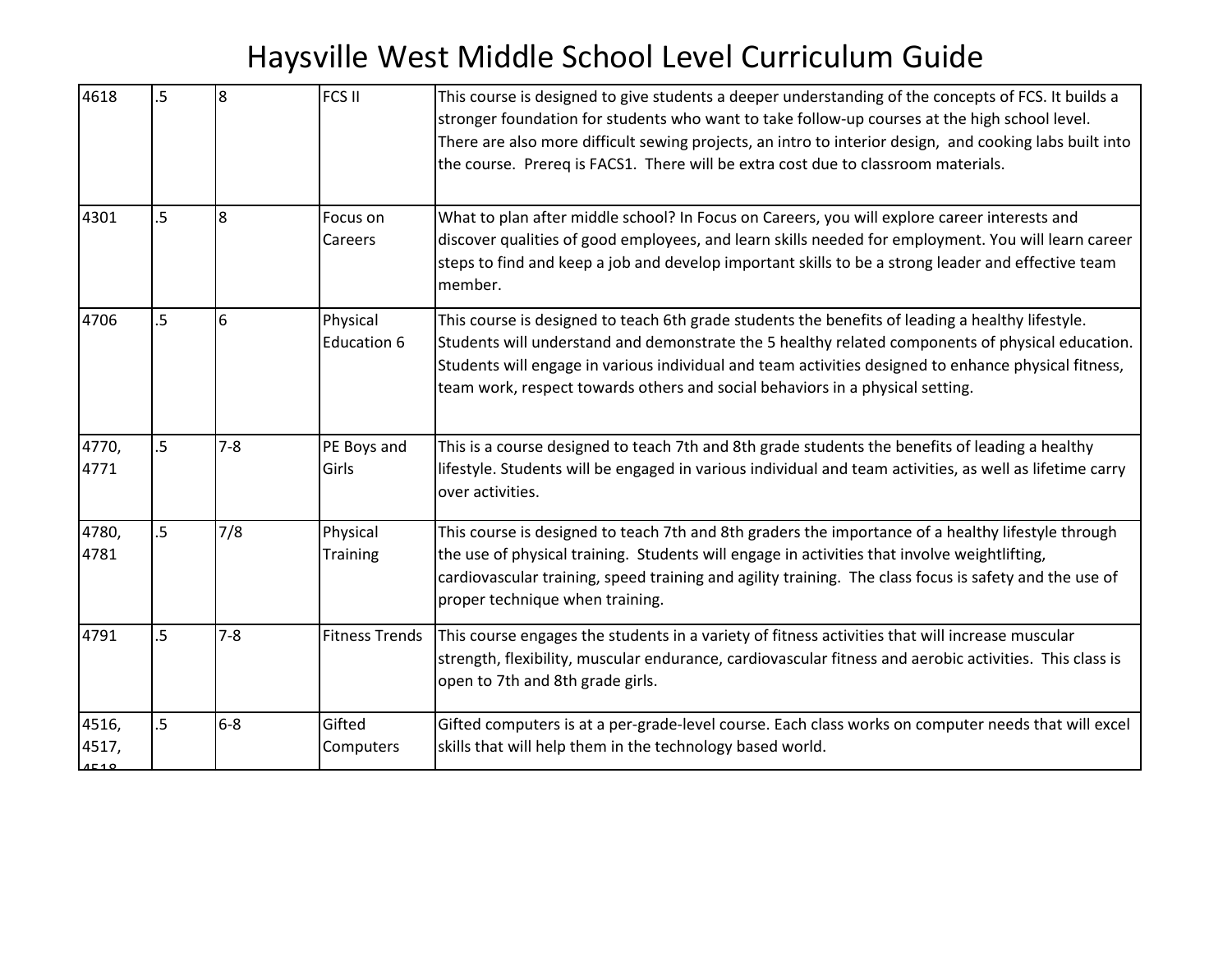# Haysville West Middle School Level Curriculum Guide

| | | | | |
|---|---|---|---|---|
| 4618 | .5 | 8 | FCS II | This course is designed to give students a deeper understanding of the concepts of FCS. It builds a stronger foundation for students who want to take follow-up courses at the high school level. There are also more difficult sewing projects, an intro to interior design, and cooking labs built into the course. Prereq is FACS1. There will be extra cost due to classroom materials. |
| 4301 | .5 | 8 | Focus on Careers | What to plan after middle school? In Focus on Careers, you will explore career interests and discover qualities of good employees, and learn skills needed for employment. You will learn career steps to find and keep a job and develop important skills to be a strong leader and effective team member. |
| 4706 | .5 | 6 | Physical Education 6 | This course is designed to teach 6th grade students the benefits of leading a healthy lifestyle. Students will understand and demonstrate the 5 healthy related components of physical education. Students will engage in various individual and team activities designed to enhance physical fitness, team work, respect towards others and social behaviors in a physical setting. |
| 4770, 4771 | .5 | 7-8 | PE Boys and Girls | This is a course designed to teach 7th and 8th grade students the benefits of leading a healthy lifestyle. Students will be engaged in various individual and team activities, as well as lifetime carry over activities. |
| 4780, 4781 | .5 | 7/8 | Physical Training | This course is designed to teach 7th and 8th graders the importance of a healthy lifestyle through the use of physical training. Students will engage in activities that involve weightlifting, cardiovascular training, speed training and agility training. The class focus is safety and the use of proper technique when training. |
| 4791 | .5 | 7-8 | Fitness Trends | This course engages the students in a variety of fitness activities that will increase muscular strength, flexibility, muscular endurance, cardiovascular fitness and aerobic activities. This class is open to 7th and 8th grade girls. |
| 4516, 4517, 4518 | .5 | 6-8 | Gifted Computers | Gifted computers is at a per-grade-level course. Each class works on computer needs that will excel skills that will help them in the technology based world. |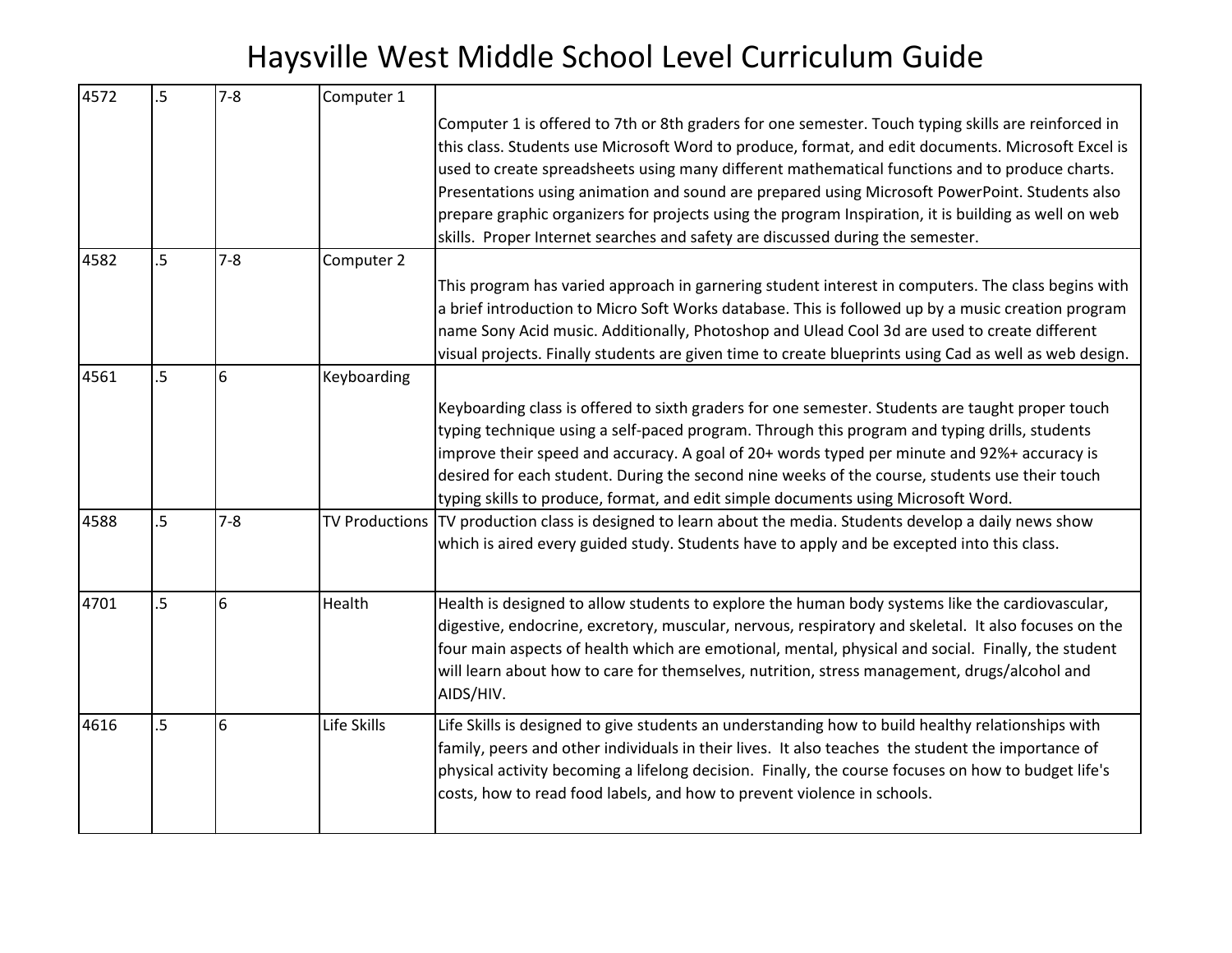| 4572 | .5 | 7-8 | Computer 1 | Computer 1 is offered to 7th or 8th graders for one semester. Touch typing skills are reinforced in this class. Students use Microsoft Word to produce, format, and edit documents. Microsoft Excel is used to create spreadsheets using many different mathematical functions and to produce charts. Presentations using animation and sound are prepared using Microsoft PowerPoint. Students also prepare graphic organizers for projects using the program Inspiration, it is building as well on web skills. Proper Internet searches and safety are discussed during the semester. |
|---|---|---|---|---|
| 4582 | .5 | 7-8 | Computer 2 | This program has varied approach in garnering student interest in computers. The class begins with a brief introduction to Micro Soft Works database. This is followed up by a music creation program name Sony Acid music. Additionally, Photoshop and Ulead Cool 3d are used to create different visual projects. Finally students are given time to create blueprints using Cad as well as web design. |
| 4561 | .5 | 6 | Keyboarding | Keyboarding class is offered to sixth graders for one semester. Students are taught proper touch typing technique using a self-paced program. Through this program and typing drills, students improve their speed and accuracy. A goal of 20+ words typed per minute and 92%+ accuracy is desired for each student. During the second nine weeks of the course, students use their touch typing skills to produce, format, and edit simple documents using Microsoft Word. |
| 4588 | .5 | 7-8 | TV Productions | TV production class is designed to learn about the media. Students develop a daily news show which is aired every guided study. Students have to apply and be excepted into this class. |
| 4701 | .5 | 6 | Health | Health is designed to allow students to explore the human body systems like the cardiovascular, digestive, endocrine, excretory, muscular, nervous, respiratory and skeletal. It also focuses on the four main aspects of health which are emotional, mental, physical and social. Finally, the student will learn about how to care for themselves, nutrition, stress management, drugs/alcohol and AIDS/HIV. |
| 4616 | .5 | 6 | Life Skills | Life Skills is designed to give students an understanding how to build healthy relationships with family, peers and other individuals in their lives. It also teaches the student the importance of physical activity becoming a lifelong decision. Finally, the course focuses on how to budget life's costs, how to read food labels, and how to prevent violence in schools. |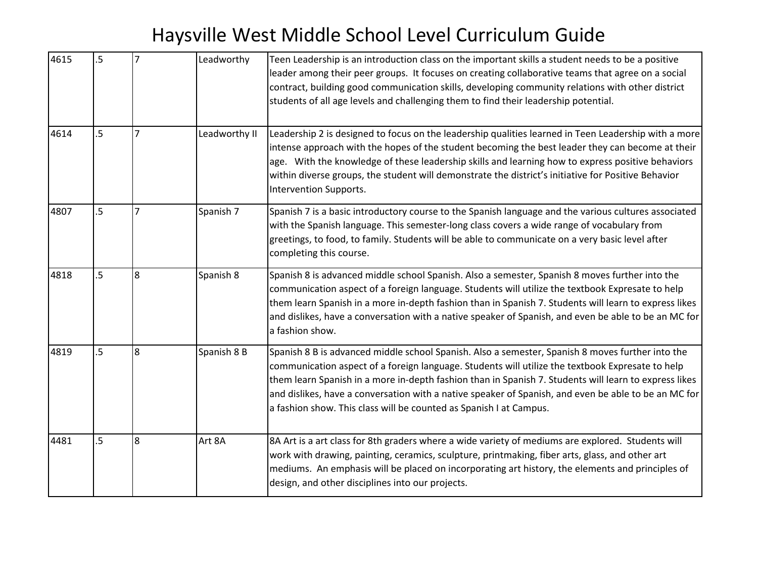# Haysville West Middle School Level Curriculum Guide

| | | | | |
|---|---|---|---|---|
| 4615 | .5 | 7 | Leadworthy | Teen Leadership is an introduction class on the important skills a student needs to be a positive leader among their peer groups.  It focuses on creating collaborative teams that agree on a social contract, building good communication skills, developing community relations with other district students of all age levels and challenging them to find their leadership potential. |
| 4614 | .5 | 7 | Leadworthy II | Leadership 2 is designed to focus on the leadership qualities learned in Teen Leadership with a more intense approach with the hopes of the student becoming the best leader they can become at their age.   With the knowledge of these leadership skills and learning how to express positive behaviors within diverse groups, the student will demonstrate the district's initiative for Positive Behavior Intervention Supports. |
| 4807 | .5 | 7 | Spanish 7 | Spanish 7 is a basic introductory course to the Spanish language and the various cultures associated with the Spanish language. This semester-long class covers a wide range of vocabulary from greetings, to food, to family. Students will be able to communicate on a very basic level after completing this course. |
| 4818 | .5 | 8 | Spanish 8 | Spanish 8 is advanced middle school Spanish. Also a semester, Spanish 8 moves further into the communication aspect of a foreign language. Students will utilize the textbook Expresate to help them learn Spanish in a more in-depth fashion than in Spanish 7. Students will learn to express likes and dislikes, have a conversation with a native speaker of Spanish, and even be able to be an MC for a fashion show. |
| 4819 | .5 | 8 | Spanish 8 B | Spanish 8 B is advanced middle school Spanish. Also a semester, Spanish 8 moves further into the communication aspect of a foreign language. Students will utilize the textbook Expresate to help them learn Spanish in a more in-depth fashion than in Spanish 7. Students will learn to express likes and dislikes, have a conversation with a native speaker of Spanish, and even be able to be an MC for a fashion show. This class will be counted as Spanish I at Campus. |
| 4481 | .5 | 8 | Art 8A | 8A Art is a art class for 8th graders where a wide variety of mediums are explored.  Students will work with drawing, painting, ceramics, sculpture, printmaking, fiber arts, glass, and other art mediums.  An emphasis will be placed on incorporating art history, the elements and principles of design, and other disciplines into our projects. |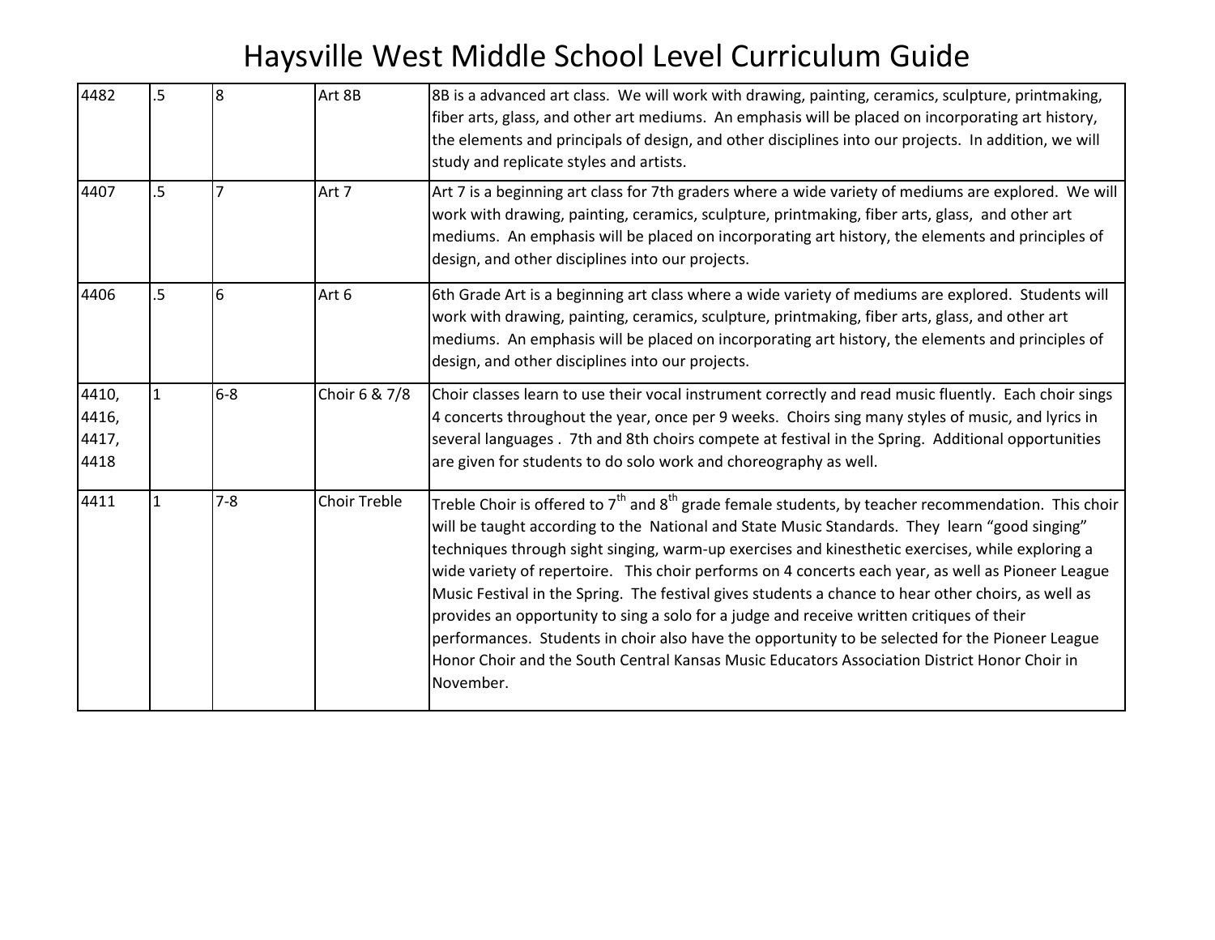# Haysville West Middle School Level Curriculum Guide

| | | | | |
|---|---|---|---|---|
| 4482 | .5 | 8 | Art 8B | 8B is a advanced art class. We will work with drawing, painting, ceramics, sculpture, printmaking, fiber arts, glass, and other art mediums. An emphasis will be placed on incorporating art history, the elements and principals of design, and other disciplines into our projects. In addition, we will study and replicate styles and artists. |
| 4407 | .5 | 7 | Art 7 | Art 7 is a beginning art class for 7th graders where a wide variety of mediums are explored. We will work with drawing, painting, ceramics, sculpture, printmaking, fiber arts, glass, and other art mediums. An emphasis will be placed on incorporating art history, the elements and principles of design, and other disciplines into our projects. |
| 4406 | .5 | 6 | Art 6 | 6th Grade Art is a beginning art class where a wide variety of mediums are explored. Students will work with drawing, painting, ceramics, sculpture, printmaking, fiber arts, glass, and other art mediums. An emphasis will be placed on incorporating art history, the elements and principles of design, and other disciplines into our projects. |
| 4410, 4416, 4417, 4418 | 1 | 6-8 | Choir 6 & 7/8 | Choir classes learn to use their vocal instrument correctly and read music fluently. Each choir sings 4 concerts throughout the year, once per 9 weeks. Choirs sing many styles of music, and lyrics in several languages . 7th and 8th choirs compete at festival in the Spring. Additional opportunities are given for students to do solo work and choreography as well. |
| 4411 | 1 | 7-8 | Choir Treble | Treble Choir is offered to 7th and 8th grade female students, by teacher recommendation. This choir will be taught according to the National and State Music Standards. They learn "good singing" techniques through sight singing, warm-up exercises and kinesthetic exercises, while exploring a wide variety of repertoire. This choir performs on 4 concerts each year, as well as Pioneer League Music Festival in the Spring. The festival gives students a chance to hear other choirs, as well as provides an opportunity to sing a solo for a judge and receive written critiques of their performances. Students in choir also have the opportunity to be selected for the Pioneer League Honor Choir and the South Central Kansas Music Educators Association District Honor Choir in November. |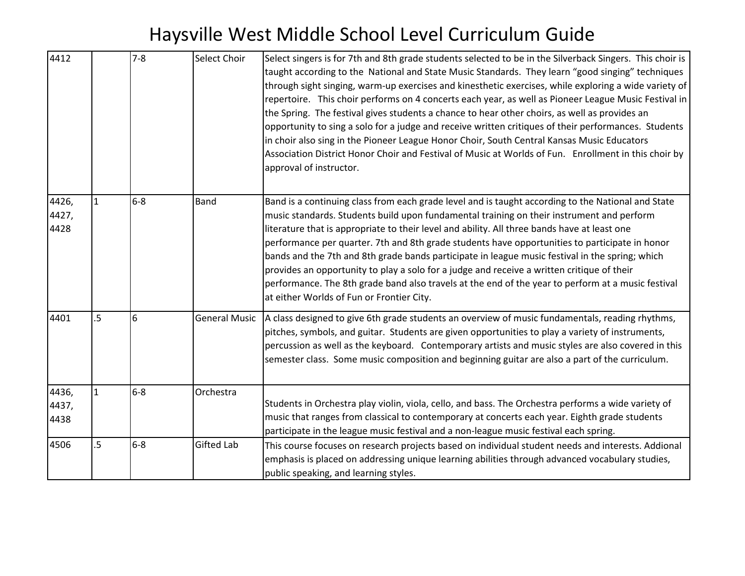# Haysville West Middle School Level Curriculum Guide

| | | | | |
|---|---|---|---|---|
| 4412 | | 7-8 | Select Choir | Select singers is for 7th and 8th grade students selected to be in the Silverback Singers. This choir is taught according to the National and State Music Standards. They learn "good singing" techniques through sight singing, warm-up exercises and kinesthetic exercises, while exploring a wide variety of repertoire. This choir performs on 4 concerts each year, as well as Pioneer League Music Festival in the Spring. The festival gives students a chance to hear other choirs, as well as provides an opportunity to sing a solo for a judge and receive written critiques of their performances. Students in choir also sing in the Pioneer League Honor Choir, South Central Kansas Music Educators Association District Honor Choir and Festival of Music at Worlds of Fun. Enrollment in this choir by approval of instructor. |
| 4426, 4427, 4428 | 1 | 6-8 | Band | Band is a continuing class from each grade level and is taught according to the National and State music standards. Students build upon fundamental training on their instrument and perform literature that is appropriate to their level and ability. All three bands have at least one performance per quarter. 7th and 8th grade students have opportunities to participate in honor bands and the 7th and 8th grade bands participate in league music festival in the spring; which provides an opportunity to play a solo for a judge and receive a written critique of their performance. The 8th grade band also travels at the end of the year to perform at a music festival at either Worlds of Fun or Frontier City. |
| 4401 | .5 | 6 | General Music | A class designed to give 6th grade students an overview of music fundamentals, reading rhythms, pitches, symbols, and guitar. Students are given opportunities to play a variety of instruments, percussion as well as the keyboard. Contemporary artists and music styles are also covered in this semester class. Some music composition and beginning guitar are also a part of the curriculum. |
| 4436, 4437, 4438 | 1 | 6-8 | Orchestra | Students in Orchestra play violin, viola, cello, and bass. The Orchestra performs a wide variety of music that ranges from classical to contemporary at concerts each year. Eighth grade students participate in the league music festival and a non-league music festival each spring. |
| 4506 | .5 | 6-8 | Gifted Lab | This course focuses on research projects based on individual student needs and interests. Addional emphasis is placed on addressing unique learning abilities through advanced vocabulary studies, public speaking, and learning styles. |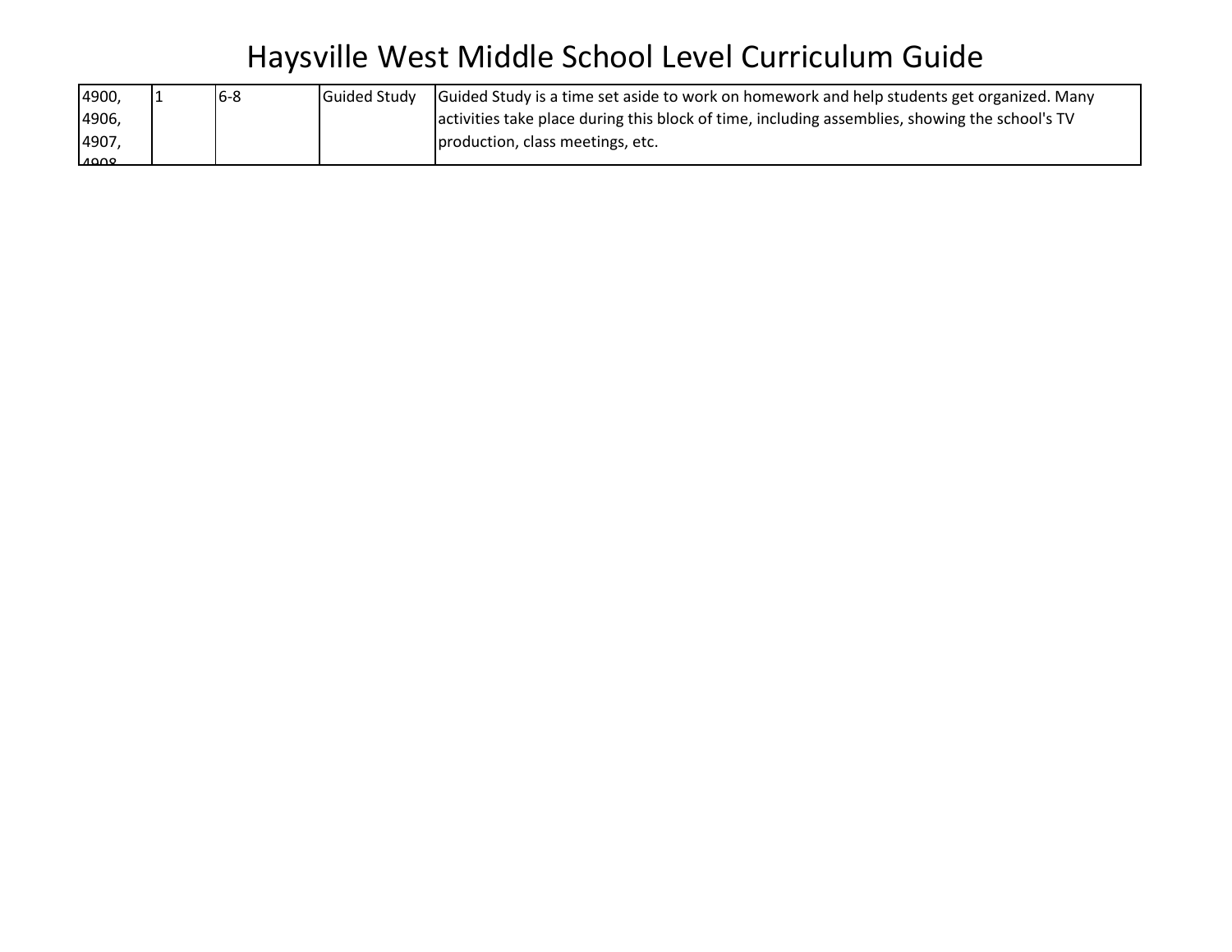# Haysville West Middle School Level Curriculum Guide

| | | | | |
|---|---|---|---|---|
| 4900, 4906, 4907, 4908 | 1 | 6-8 | Guided Study | Guided Study is a time set aside to work on homework and help students get organized. Many activities take place during this block of time, including assemblies, showing the school's TV production, class meetings, etc. |